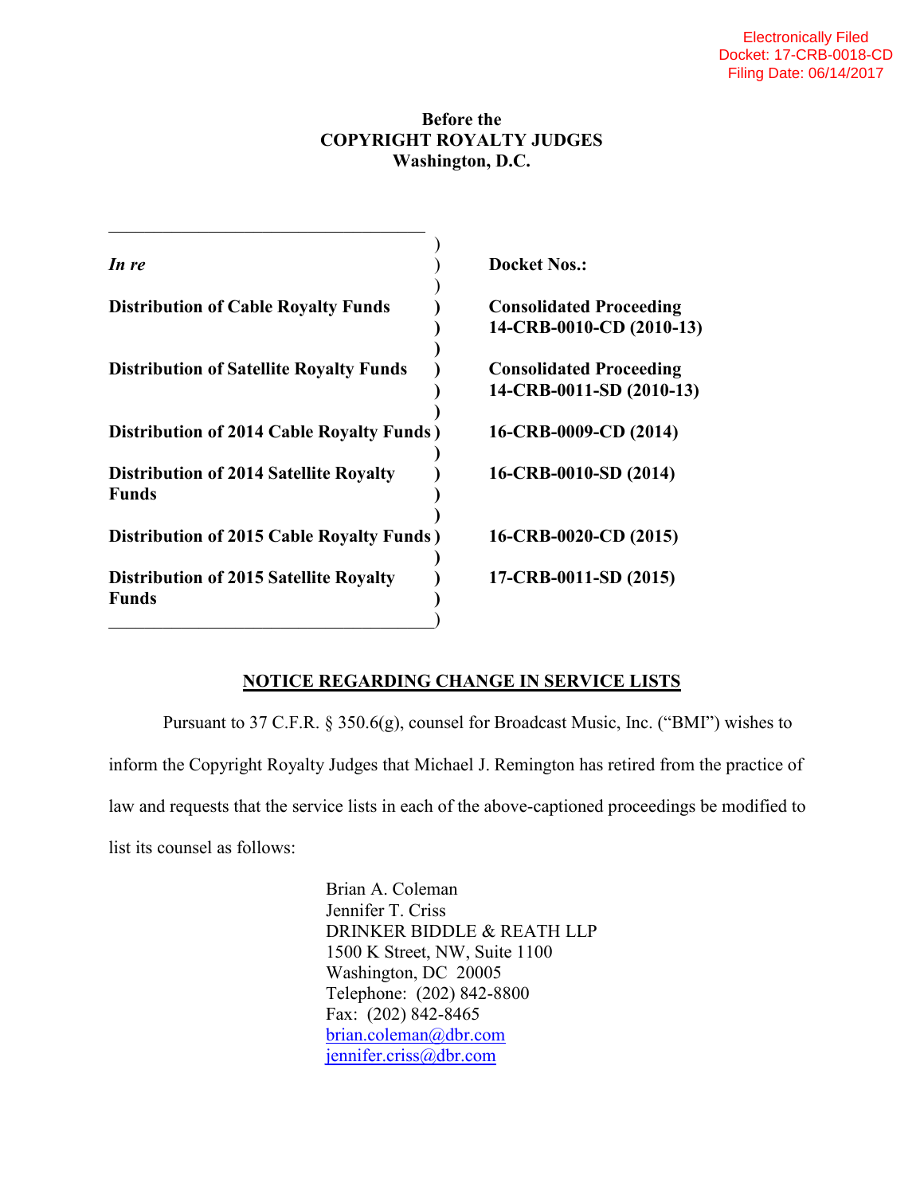Electronically Filed
Docket: 17-CRB-0018-CD
Filing Date: 06/14/2017

**Before the**
**COPYRIGHT ROYALTY JUDGES**
**Washington, D.C.**

| | |
|---|---|
| ***In re*** | **Docket Nos.:** |
| **Distribution of Cable Royalty Funds** | **Consolidated Proceeding 14-CRB-0010-CD (2010-13)** |
| **Distribution of Satellite Royalty Funds** | **Consolidated Proceeding 14-CRB-0011-SD (2010-13)** |
| **Distribution of 2014 Cable Royalty Funds** | **16-CRB-0009-CD (2014)** |
| **Distribution of 2014 Satellite Royalty Funds** | **16-CRB-0010-SD (2014)** |
| **Distribution of 2015 Cable Royalty Funds** | **16-CRB-0020-CD (2015)** |
| **Distribution of 2015 Satellite Royalty Funds** | **17-CRB-0011-SD (2015)** |

## NOTICE REGARDING CHANGE IN SERVICE LISTS

Pursuant to 37 C.F.R. § 350.6(g), counsel for Broadcast Music, Inc. ("BMI") wishes to inform the Copyright Royalty Judges that Michael J. Remington has retired from the practice of law and requests that the service lists in each of the above-captioned proceedings be modified to list its counsel as follows:

Brian A. Coleman
Jennifer T. Criss
DRINKER BIDDLE & REATH LLP
1500 K Street, NW, Suite 1100
Washington, DC 20005
Telephone: (202) 842-8800
Fax: (202) 842-8465
brian.coleman@dbr.com
jennifer.criss@dbr.com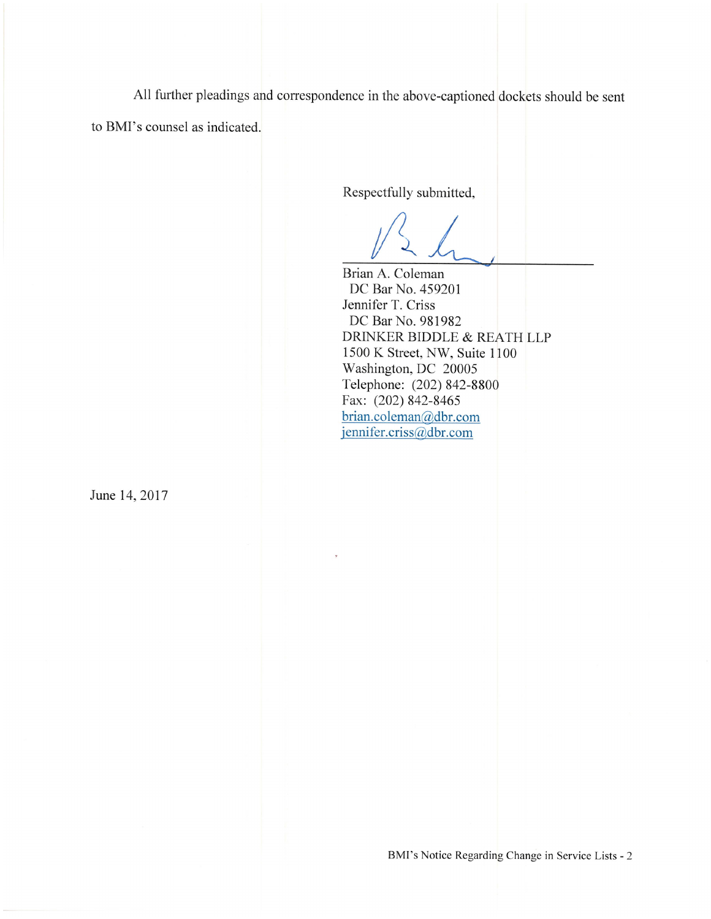All further pleadings and correspondence in the above-captioned dockets should be sent to BMI's counsel as indicated.

Respectfully submitted,

Brian A. Coleman
DC Bar No. 459201
Jennifer T. Criss
DC Bar No. 981982
DRINKER BIDDLE & REATH LLP
1500 K Street, NW, Suite 1100
Washington, DC 20005
Telephone: (202) 842-8800
Fax: (202) 842-8465
brian.coleman@dbr.com
jennifer.criss@dbr.com

June 14, 2017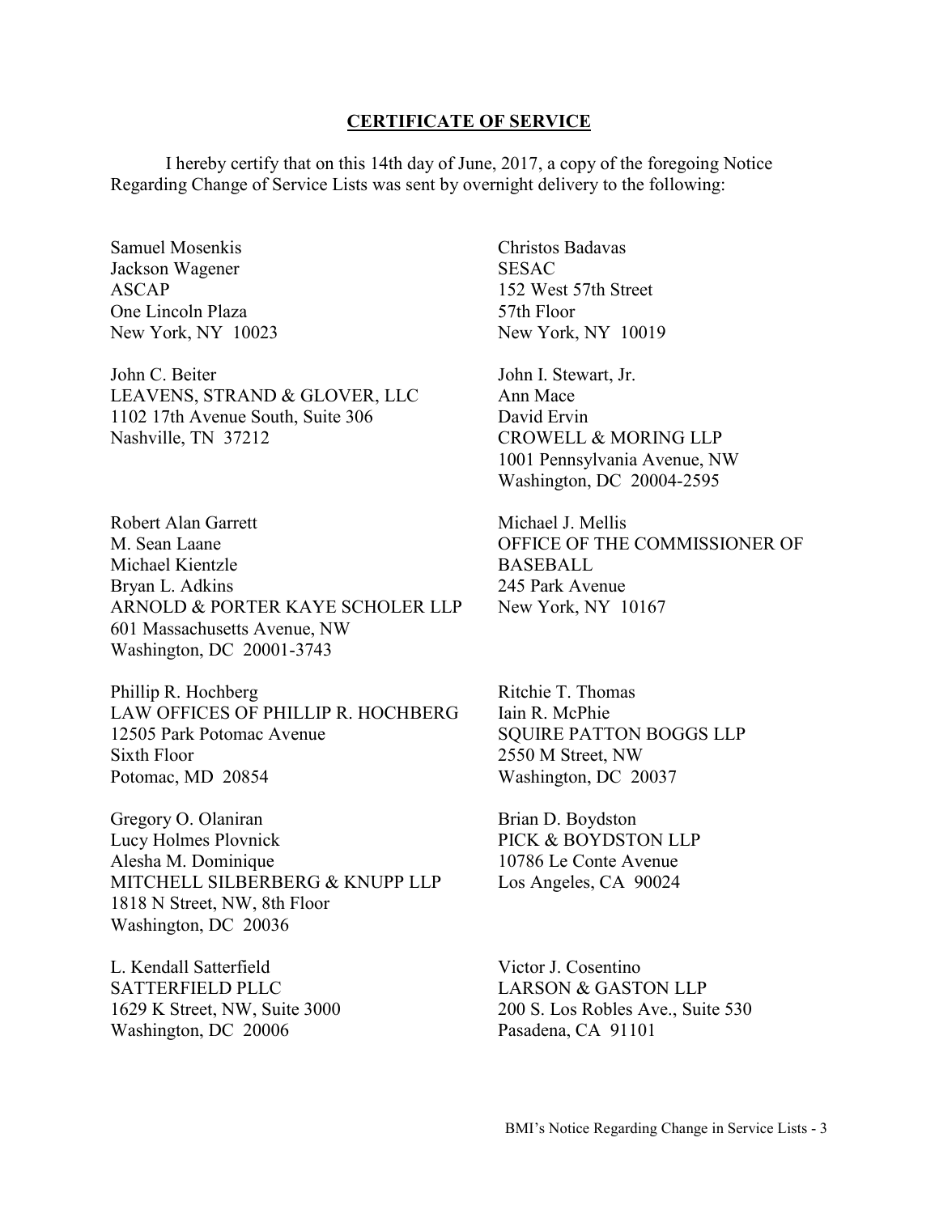# CERTIFICATE OF SERVICE

I hereby certify that on this 14th day of June, 2017, a copy of the foregoing Notice Regarding Change of Service Lists was sent by overnight delivery to the following:

Samuel Mosenkis
Jackson Wagener
ASCAP
One Lincoln Plaza
New York, NY 10023

Christos Badavas
SESAC
152 West 57th Street
57th Floor
New York, NY 10019

John C. Beiter
LEAVENS, STRAND & GLOVER, LLC
1102 17th Avenue South, Suite 306
Nashville, TN 37212

John I. Stewart, Jr.
Ann Mace
David Ervin
CROWELL & MORING LLP
1001 Pennsylvania Avenue, NW
Washington, DC 20004-2595

Robert Alan Garrett
M. Sean Laane
Michael Kientzle
Bryan L. Adkins
ARNOLD & PORTER KAYE SCHOLER LLP
601 Massachusetts Avenue, NW
Washington, DC 20001-3743

Michael J. Mellis
OFFICE OF THE COMMISSIONER OF BASEBALL
245 Park Avenue
New York, NY 10167

Phillip R. Hochberg
LAW OFFICES OF PHILLIP R. HOCHBERG
12505 Park Potomac Avenue
Sixth Floor
Potomac, MD 20854

Ritchie T. Thomas
Iain R. McPhie
SQUIRE PATTON BOGGS LLP
2550 M Street, NW
Washington, DC 20037

Gregory O. Olaniran
Lucy Holmes Plovnick
Alesha M. Dominique
MITCHELL SILBERBERG & KNUPP LLP
1818 N Street, NW, 8th Floor
Washington, DC 20036

Brian D. Boydston
PICK & BOYDSTON LLP
10786 Le Conte Avenue
Los Angeles, CA 90024

L. Kendall Satterfield
SATTERFIELD PLLC
1629 K Street, NW, Suite 3000
Washington, DC 20006

Victor J. Cosentino
LARSON & GASTON LLP
200 S. Los Robles Ave., Suite 530
Pasadena, CA 91101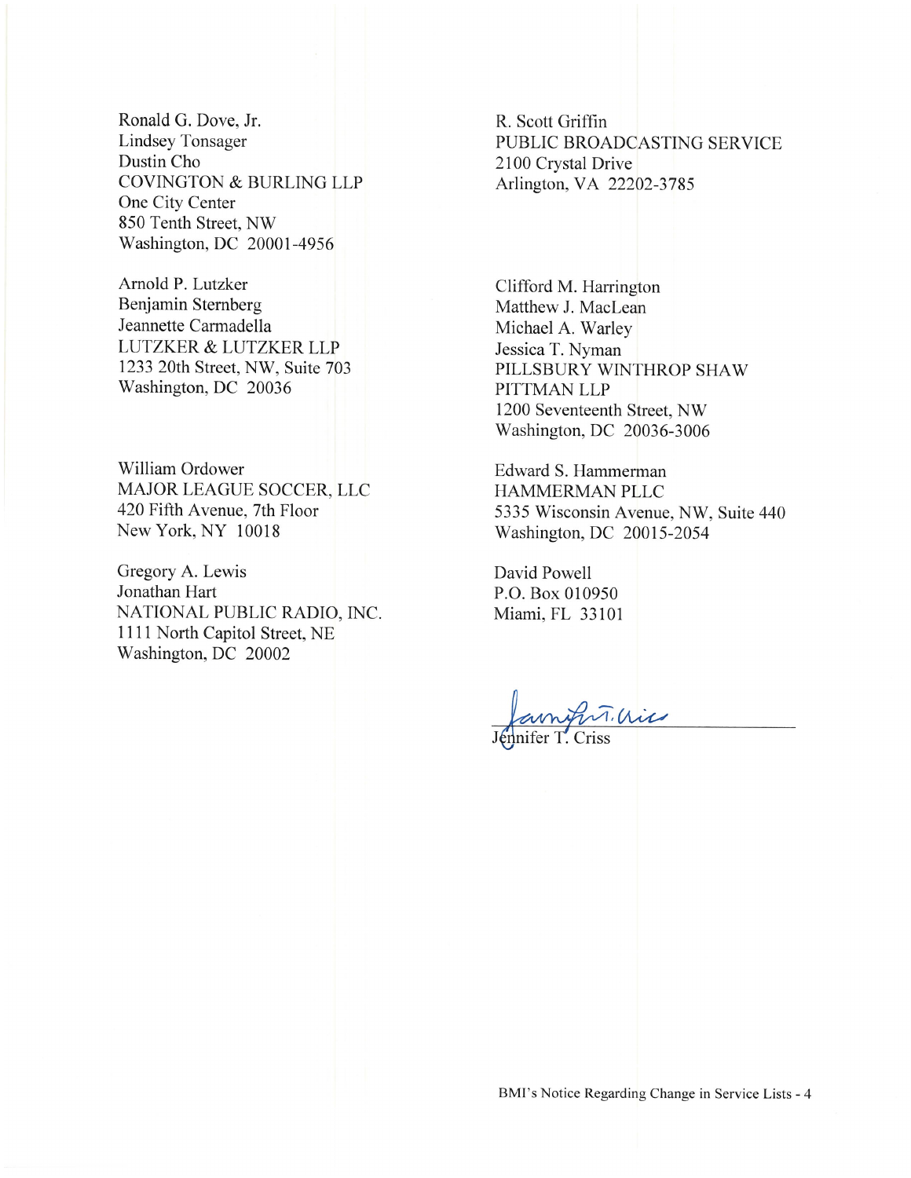Ronald G. Dove, Jr.
Lindsey Tonsager
Dustin Cho
COVINGTON & BURLING LLP
One City Center
850 Tenth Street, NW
Washington, DC 20001-4956

R. Scott Griffin
PUBLIC BROADCASTING SERVICE
2100 Crystal Drive
Arlington, VA 22202-3785

Arnold P. Lutzker
Benjamin Sternberg
Jeannette Carmadella
LUTZKER & LUTZKER LLP
1233 20th Street, NW, Suite 703
Washington, DC 20036

Clifford M. Harrington
Matthew J. MacLean
Michael A. Warley
Jessica T. Nyman
PILLSBURY WINTHROP SHAW PITTMAN LLP
1200 Seventeenth Street, NW
Washington, DC 20036-3006

William Ordower
MAJOR LEAGUE SOCCER, LLC
420 Fifth Avenue, 7th Floor
New York, NY 10018

Edward S. Hammerman
HAMMERMAN PLLC
5335 Wisconsin Avenue, NW, Suite 440
Washington, DC 20015-2054

Gregory A. Lewis
Jonathan Hart
NATIONAL PUBLIC RADIO, INC.
1111 North Capitol Street, NE
Washington, DC 20002

David Powell
P.O. Box 010950
Miami, FL 33101

Jennifer T. Criss